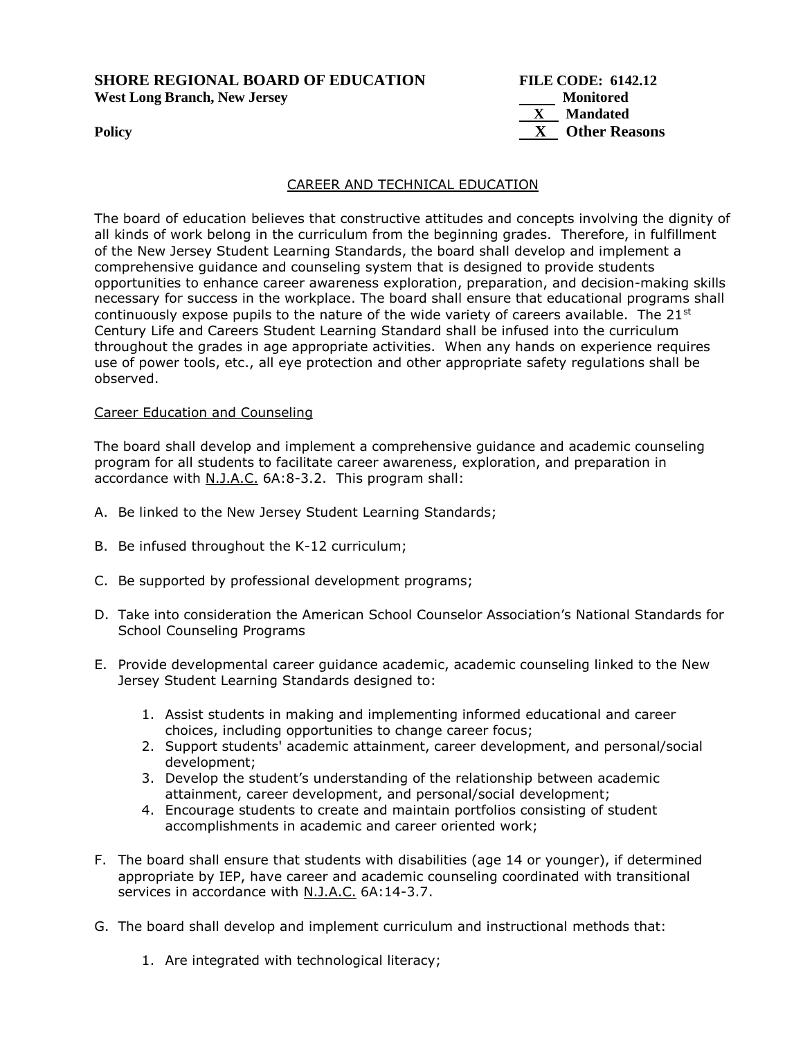**SHORE REGIONAL BOARD OF EDUCATION**
**West Long Branch, New Jersey**

**Policy**

**FILE CODE: 6142.12**
____ Monitored
__X__ Mandated
__X__ Other Reasons

CAREER AND TECHNICAL EDUCATION

The board of education believes that constructive attitudes and concepts involving the dignity of all kinds of work belong in the curriculum from the beginning grades. Therefore, in fulfillment of the New Jersey Student Learning Standards, the board shall develop and implement a comprehensive guidance and counseling system that is designed to provide students opportunities to enhance career awareness exploration, preparation, and decision-making skills necessary for success in the workplace. The board shall ensure that educational programs shall continuously expose pupils to the nature of the wide variety of careers available. The 21st Century Life and Careers Student Learning Standard shall be infused into the curriculum throughout the grades in age appropriate activities. When any hands on experience requires use of power tools, etc., all eye protection and other appropriate safety regulations shall be observed.

Career Education and Counseling

The board shall develop and implement a comprehensive guidance and academic counseling program for all students to facilitate career awareness, exploration, and preparation in accordance with N.J.A.C. 6A:8-3.2. This program shall:

A. Be linked to the New Jersey Student Learning Standards;

B. Be infused throughout the K-12 curriculum;

C. Be supported by professional development programs;

D. Take into consideration the American School Counselor Association's National Standards for School Counseling Programs

E. Provide developmental career guidance academic, academic counseling linked to the New Jersey Student Learning Standards designed to:

   1. Assist students in making and implementing informed educational and career choices, including opportunities to change career focus;
   2. Support students' academic attainment, career development, and personal/social development;
   3. Develop the student's understanding of the relationship between academic attainment, career development, and personal/social development;
   4. Encourage students to create and maintain portfolios consisting of student accomplishments in academic and career oriented work;

F. The board shall ensure that students with disabilities (age 14 or younger), if determined appropriate by IEP, have career and academic counseling coordinated with transitional services in accordance with N.J.A.C. 6A:14-3.7.

G. The board shall develop and implement curriculum and instructional methods that:

   1. Are integrated with technological literacy;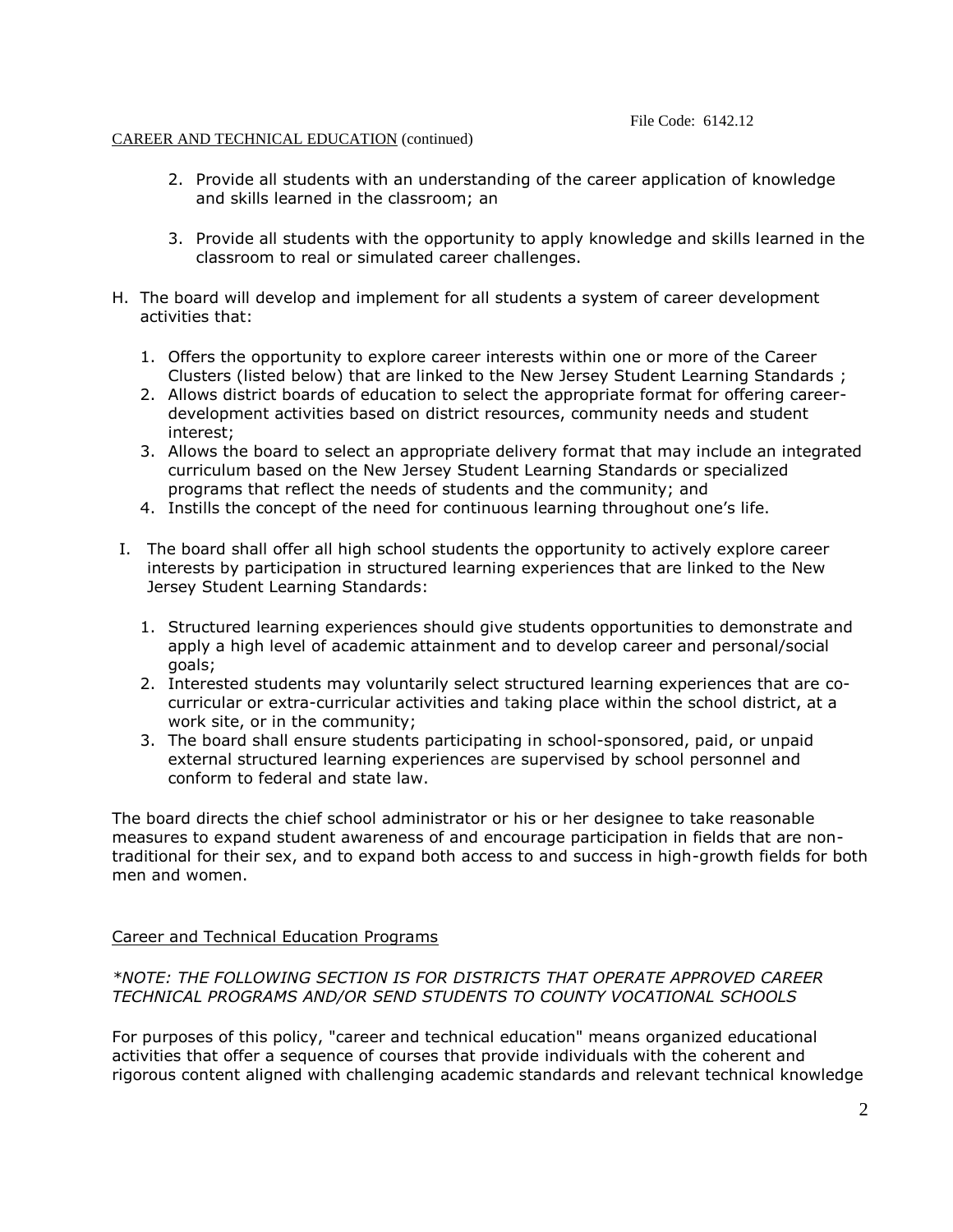2. Provide all students with an understanding of the career application of knowledge and skills learned in the classroom; an
3. Provide all students with the opportunity to apply knowledge and skills learned in the classroom to real or simulated career challenges.

H. The board will develop and implement for all students a system of career development activities that:

   1. Offers the opportunity to explore career interests within one or more of the Career Clusters (listed below) that are linked to the New Jersey Student Learning Standards ;
   2. Allows district boards of education to select the appropriate format for offering career-development activities based on district resources, community needs and student interest;
   3. Allows the board to select an appropriate delivery format that may include an integrated curriculum based on the New Jersey Student Learning Standards or specialized programs that reflect the needs of students and the community; and
   4. Instills the concept of the need for continuous learning throughout one's life.

I. The board shall offer all high school students the opportunity to actively explore career interests by participation in structured learning experiences that are linked to the New Jersey Student Learning Standards:

   1. Structured learning experiences should give students opportunities to demonstrate and apply a high level of academic attainment and to develop career and personal/social goals;
   2. Interested students may voluntarily select structured learning experiences that are co-curricular or extra-curricular activities and taking place within the school district, at a work site, or in the community;
   3. The board shall ensure students participating in school-sponsored, paid, or unpaid external structured learning experiences are supervised by school personnel and conform to federal and state law.

The board directs the chief school administrator or his or her designee to take reasonable measures to expand student awareness of and encourage participation in fields that are non-traditional for their sex, and to expand both access to and success in high-growth fields for both men and women.

## Career and Technical Education Programs

*\*NOTE: THE FOLLOWING SECTION IS FOR DISTRICTS THAT OPERATE APPROVED CAREER TECHNICAL PROGRAMS AND/OR SEND STUDENTS TO COUNTY VOCATIONAL SCHOOLS*

For purposes of this policy, "career and technical education" means organized educational activities that offer a sequence of courses that provide individuals with the coherent and rigorous content aligned with challenging academic standards and relevant technical knowledge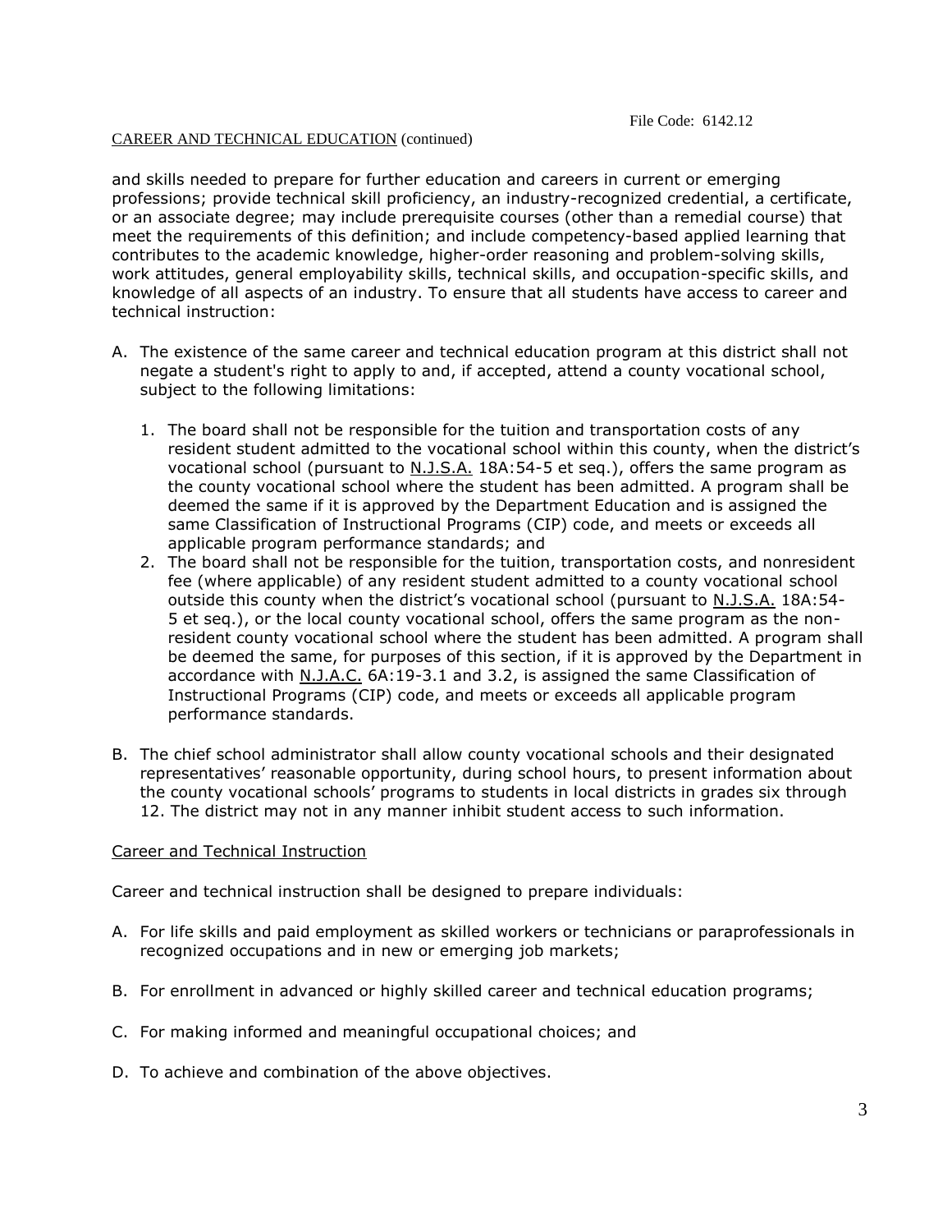and skills needed to prepare for further education and careers in current or emerging professions; provide technical skill proficiency, an industry-recognized credential, a certificate, or an associate degree; may include prerequisite courses (other than a remedial course) that meet the requirements of this definition; and include competency-based applied learning that contributes to the academic knowledge, higher-order reasoning and problem-solving skills, work attitudes, general employability skills, technical skills, and occupation-specific skills, and knowledge of all aspects of an industry. To ensure that all students have access to career and technical instruction:

A. The existence of the same career and technical education program at this district shall not negate a student's right to apply to and, if accepted, attend a county vocational school, subject to the following limitations:

   1. The board shall not be responsible for the tuition and transportation costs of any resident student admitted to the vocational school within this county, when the district's vocational school (pursuant to N.J.S.A. 18A:54-5 et seq.), offers the same program as the county vocational school where the student has been admitted. A program shall be deemed the same if it is approved by the Department Education and is assigned the same Classification of Instructional Programs (CIP) code, and meets or exceeds all applicable program performance standards; and
   2. The board shall not be responsible for the tuition, transportation costs, and nonresident fee (where applicable) of any resident student admitted to a county vocational school outside this county when the district's vocational school (pursuant to N.J.S.A. 18A:54-5 et seq.), or the local county vocational school, offers the same program as the non-resident county vocational school where the student has been admitted. A program shall be deemed the same, for purposes of this section, if it is approved by the Department in accordance with N.J.A.C. 6A:19-3.1 and 3.2, is assigned the same Classification of Instructional Programs (CIP) code, and meets or exceeds all applicable program performance standards.

B. The chief school administrator shall allow county vocational schools and their designated representatives' reasonable opportunity, during school hours, to present information about the county vocational schools' programs to students in local districts in grades six through 12. The district may not in any manner inhibit student access to such information.

## Career and Technical Instruction

Career and technical instruction shall be designed to prepare individuals:

A. For life skills and paid employment as skilled workers or technicians or paraprofessionals in recognized occupations and in new or emerging job markets;

B. For enrollment in advanced or highly skilled career and technical education programs;

C. For making informed and meaningful occupational choices; and

D. To achieve and combination of the above objectives.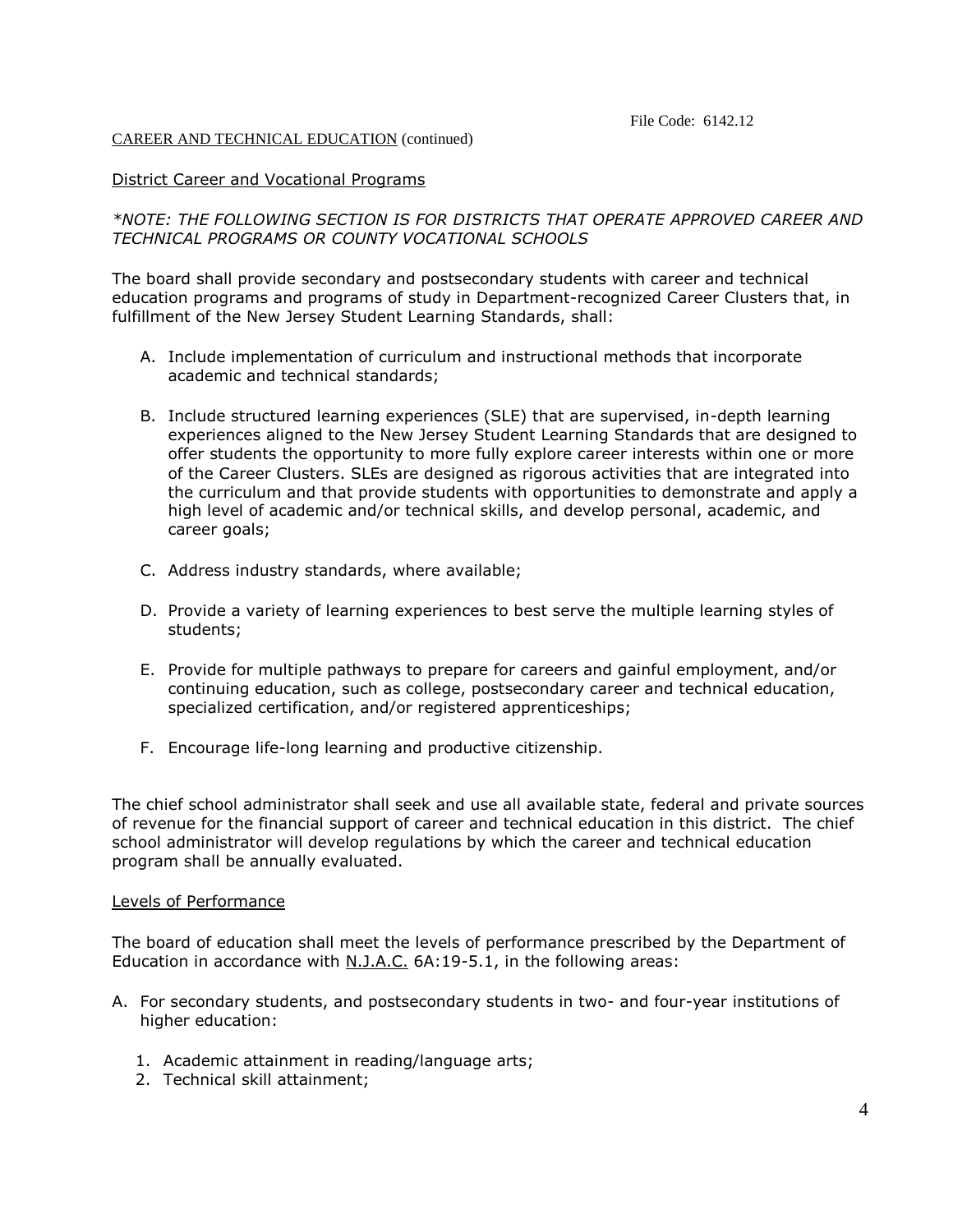District Career and Vocational Programs

*\*NOTE: THE FOLLOWING SECTION IS FOR DISTRICTS THAT OPERATE APPROVED CAREER AND TECHNICAL PROGRAMS OR COUNTY VOCATIONAL SCHOOLS*

The board shall provide secondary and postsecondary students with career and technical education programs and programs of study in Department-recognized Career Clusters that, in fulfillment of the New Jersey Student Learning Standards, shall:

A. Include implementation of curriculum and instructional methods that incorporate academic and technical standards;

B. Include structured learning experiences (SLE) that are supervised, in-depth learning experiences aligned to the New Jersey Student Learning Standards that are designed to offer students the opportunity to more fully explore career interests within one or more of the Career Clusters. SLEs are designed as rigorous activities that are integrated into the curriculum and that provide students with opportunities to demonstrate and apply a high level of academic and/or technical skills, and develop personal, academic, and career goals;

C. Address industry standards, where available;

D. Provide a variety of learning experiences to best serve the multiple learning styles of students;

E. Provide for multiple pathways to prepare for careers and gainful employment, and/or continuing education, such as college, postsecondary career and technical education, specialized certification, and/or registered apprenticeships;

F. Encourage life-long learning and productive citizenship.

The chief school administrator shall seek and use all available state, federal and private sources of revenue for the financial support of career and technical education in this district. The chief school administrator will develop regulations by which the career and technical education program shall be annually evaluated.

Levels of Performance

The board of education shall meet the levels of performance prescribed by the Department of Education in accordance with N.J.A.C. 6A:19-5.1, in the following areas:

A. For secondary students, and postsecondary students in two- and four-year institutions of higher education:

   1. Academic attainment in reading/language arts;
   2. Technical skill attainment;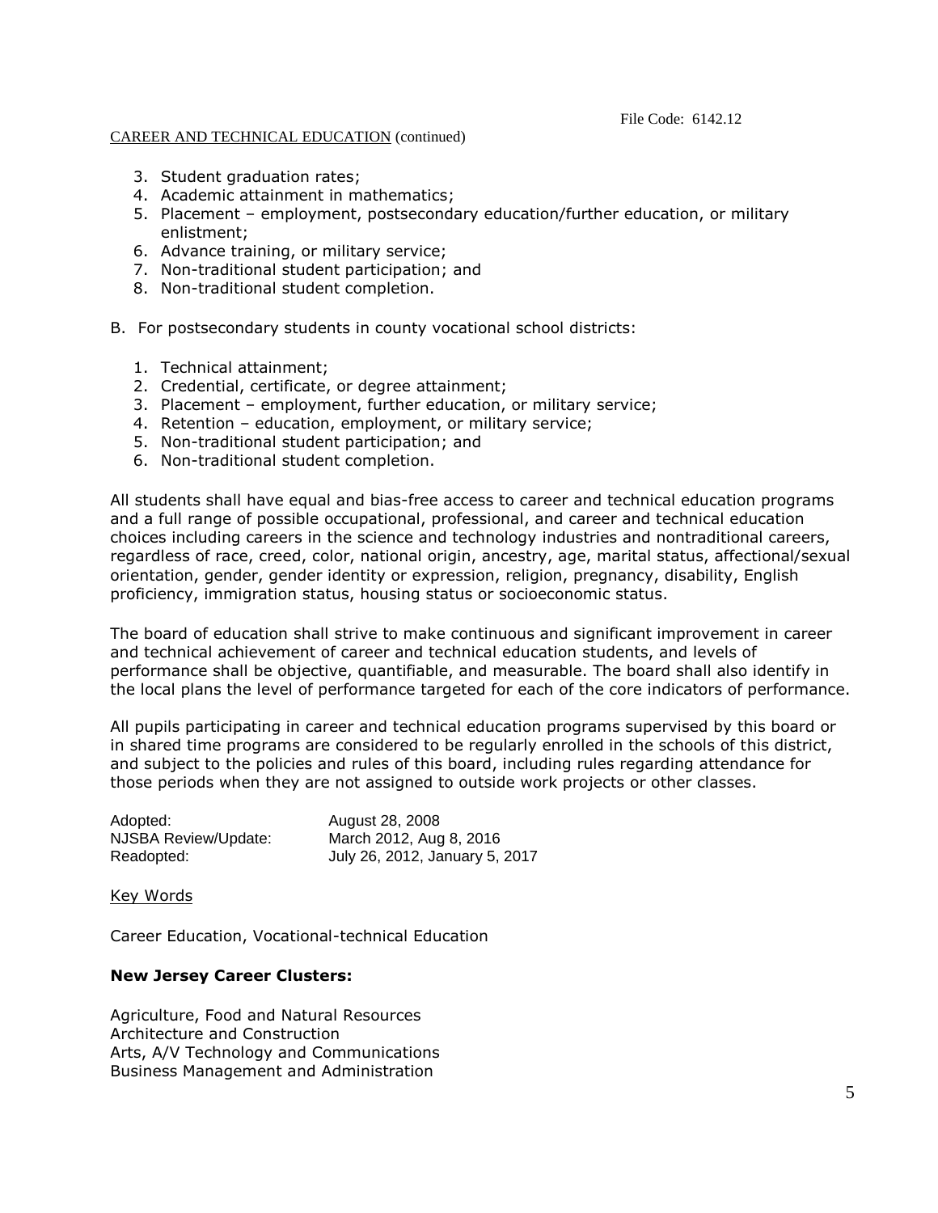3. Student graduation rates;
4. Academic attainment in mathematics;
5. Placement – employment, postsecondary education/further education, or military enlistment;
6. Advance training, or military service;
7. Non-traditional student participation; and
8. Non-traditional student completion.

B. For postsecondary students in county vocational school districts:

1. Technical attainment;
2. Credential, certificate, or degree attainment;
3. Placement – employment, further education, or military service;
4. Retention – education, employment, or military service;
5. Non-traditional student participation; and
6. Non-traditional student completion.

All students shall have equal and bias-free access to career and technical education programs and a full range of possible occupational, professional, and career and technical education choices including careers in the science and technology industries and nontraditional careers, regardless of race, creed, color, national origin, ancestry, age, marital status, affectional/sexual orientation, gender, gender identity or expression, religion, pregnancy, disability, English proficiency, immigration status, housing status or socioeconomic status.

The board of education shall strive to make continuous and significant improvement in career and technical achievement of career and technical education students, and levels of performance shall be objective, quantifiable, and measurable. The board shall also identify in the local plans the level of performance targeted for each of the core indicators of performance.

All pupils participating in career and technical education programs supervised by this board or in shared time programs are considered to be regularly enrolled in the schools of this district, and subject to the policies and rules of this board, including rules regarding attendance for those periods when they are not assigned to outside work projects or other classes.

| | |
|---|---|
| Adopted: | August 28, 2008 |
| NJSBA Review/Update: | March 2012, Aug 8, 2016 |
| Readopted: | July 26, 2012, January 5, 2017 |

Key Words

Career Education, Vocational-technical Education

**New Jersey Career Clusters:**

Agriculture, Food and Natural Resources
Architecture and Construction
Arts, A/V Technology and Communications
Business Management and Administration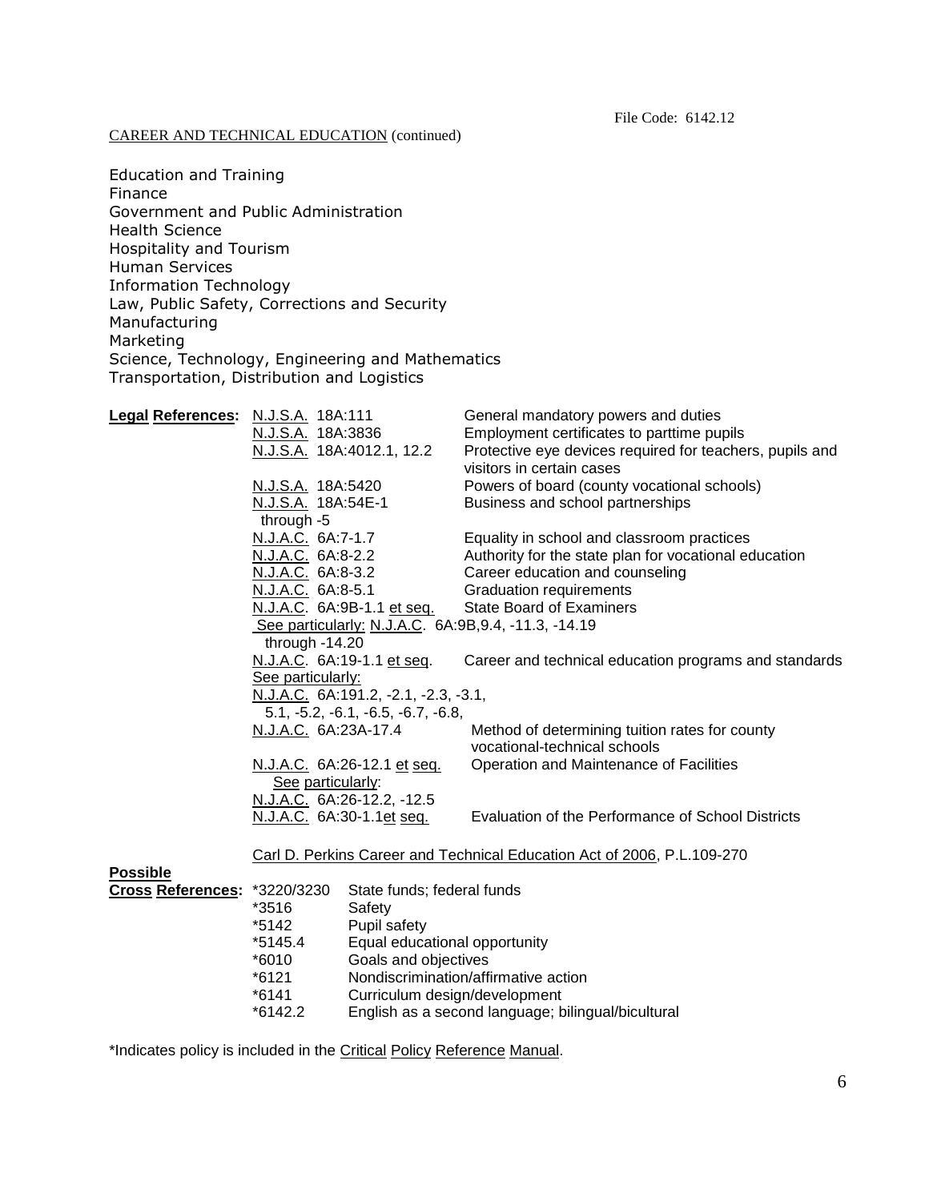CAREER AND TECHNICAL EDUCATION (continued)

Education and Training
Finance
Government and Public Administration
Health Science
Hospitality and Tourism
Human Services
Information Technology
Law, Public Safety, Corrections and Security
Manufacturing
Marketing
Science, Technology, Engineering and Mathematics
Transportation, Distribution and Logistics

| | | |
|---|---|---|
| **Legal References:** | N.J.S.A. 18A:111 | General mandatory powers and duties |
| | N.J.S.A. 18A:3836 | Employment certificates to parttime pupils |
| | N.J.S.A. 18A:4012.1, 12.2 | Protective eye devices required for teachers, pupils and visitors in certain cases |
| | N.J.S.A. 18A:5420 | Powers of board (county vocational schools) |
| | N.J.S.A. 18A:54E-1 through -5 | Business and school partnerships |
| | N.J.A.C. 6A:7-1.7 | Equality in school and classroom practices |
| | N.J.A.C. 6A:8-2.2 | Authority for the state plan for vocational education |
| | N.J.A.C. 6A:8-3.2 | Career education and counseling |
| | N.J.A.C. 6A:8-5.1 | Graduation requirements |
| | N.J.A.C. 6A:9B-1.1 et seq. | State Board of Examiners |
| | See particularly: N.J.A.C. 6A:9B,9.4, -11.3, -14.19 through -14.20 | |
| | N.J.A.C. 6A:19-1.1 et seq. | Career and technical education programs and standards |
| | See particularly: N.J.A.C. 6A:191.2, -2.1, -2.3, -3.1, 5.1, -5.2, -6.1, -6.5, -6.7, -6.8, | |
| | N.J.A.C. 6A:23A-17.4 | Method of determining tuition rates for county vocational-technical schools |
| | N.J.A.C. 6A:26-12.1 et seq. See particularly: N.J.A.C. 6A:26-12.2, -12.5 | Operation and Maintenance of Facilities |
| | N.J.A.C. 6A:30-1.1et seq. | Evaluation of the Performance of School Districts |
| | Carl D. Perkins Career and Technical Education Act of 2006, P.L.109-270 | |

| | | |
|---|---|---|
| **Possible Cross References:** | *3220/3230 | State funds; federal funds |
| | *3516 | Safety |
| | *5142 | Pupil safety |
| | *5145.4 | Equal educational opportunity |
| | *6010 | Goals and objectives |
| | *6121 | Nondiscrimination/affirmative action |
| | *6141 | Curriculum design/development |
| | *6142.2 | English as a second language; bilingual/bicultural |

*Indicates policy is included in the Critical Policy Reference Manual.